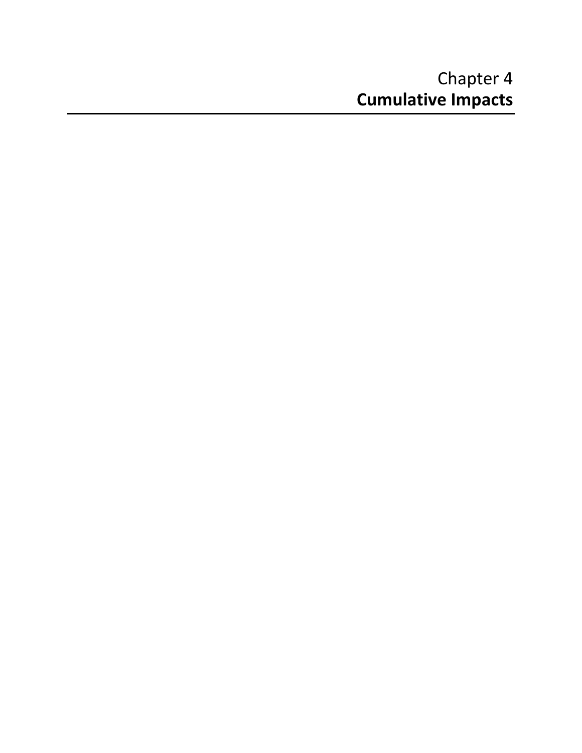# Chapter 4
# **Cumulative Impacts**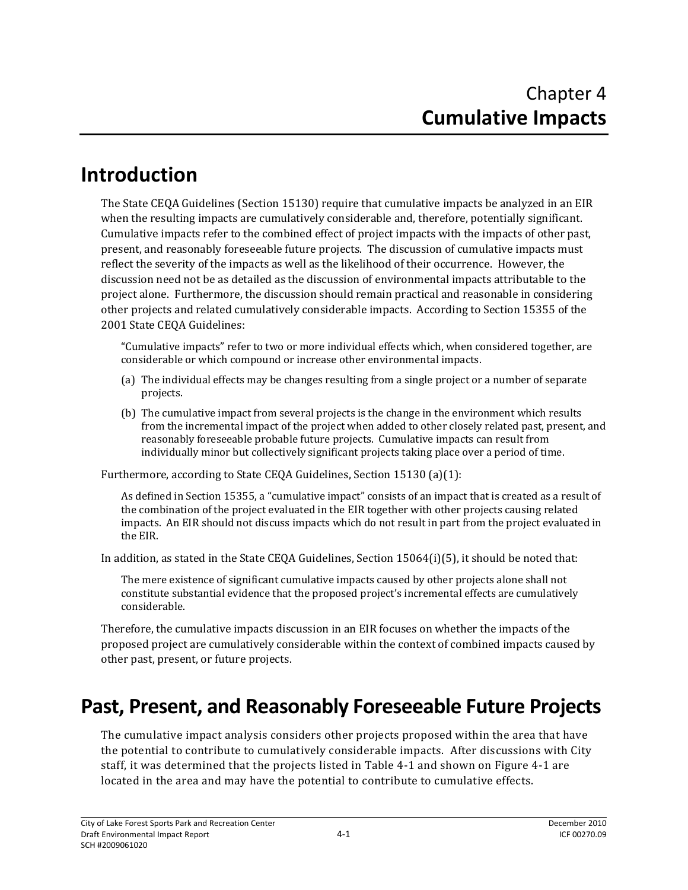# Chapter 4
# **Cumulative Impacts**

## Introduction

The State CEQA Guidelines (Section 15130) require that cumulative impacts be analyzed in an EIR when the resulting impacts are cumulatively considerable and, therefore, potentially significant. Cumulative impacts refer to the combined effect of project impacts with the impacts of other past, present, and reasonably foreseeable future projects. The discussion of cumulative impacts must reflect the severity of the impacts as well as the likelihood of their occurrence. However, the discussion need not be as detailed as the discussion of environmental impacts attributable to the project alone. Furthermore, the discussion should remain practical and reasonable in considering other projects and related cumulatively considerable impacts. According to Section 15355 of the 2001 State CEQA Guidelines:

> "Cumulative impacts" refer to two or more individual effects which, when considered together, are considerable or which compound or increase other environmental impacts.
>
> (a) The individual effects may be changes resulting from a single project or a number of separate projects.
>
> (b) The cumulative impact from several projects is the change in the environment which results from the incremental impact of the project when added to other closely related past, present, and reasonably foreseeable probable future projects. Cumulative impacts can result from individually minor but collectively significant projects taking place over a period of time.

Furthermore, according to State CEQA Guidelines, Section 15130 (a)(1):

> As defined in Section 15355, a "cumulative impact" consists of an impact that is created as a result of the combination of the project evaluated in the EIR together with other projects causing related impacts. An EIR should not discuss impacts which do not result in part from the project evaluated in the EIR.

In addition, as stated in the State CEQA Guidelines, Section 15064(i)(5), it should be noted that:

> The mere existence of significant cumulative impacts caused by other projects alone shall not constitute substantial evidence that the proposed project's incremental effects are cumulatively considerable.

Therefore, the cumulative impacts discussion in an EIR focuses on whether the impacts of the proposed project are cumulatively considerable within the context of combined impacts caused by other past, present, or future projects.

## Past, Present, and Reasonably Foreseeable Future Projects

The cumulative impact analysis considers other projects proposed within the area that have the potential to contribute to cumulatively considerable impacts. After discussions with City staff, it was determined that the projects listed in Table 4-1 and shown on Figure 4-1 are located in the area and may have the potential to contribute to cumulative effects.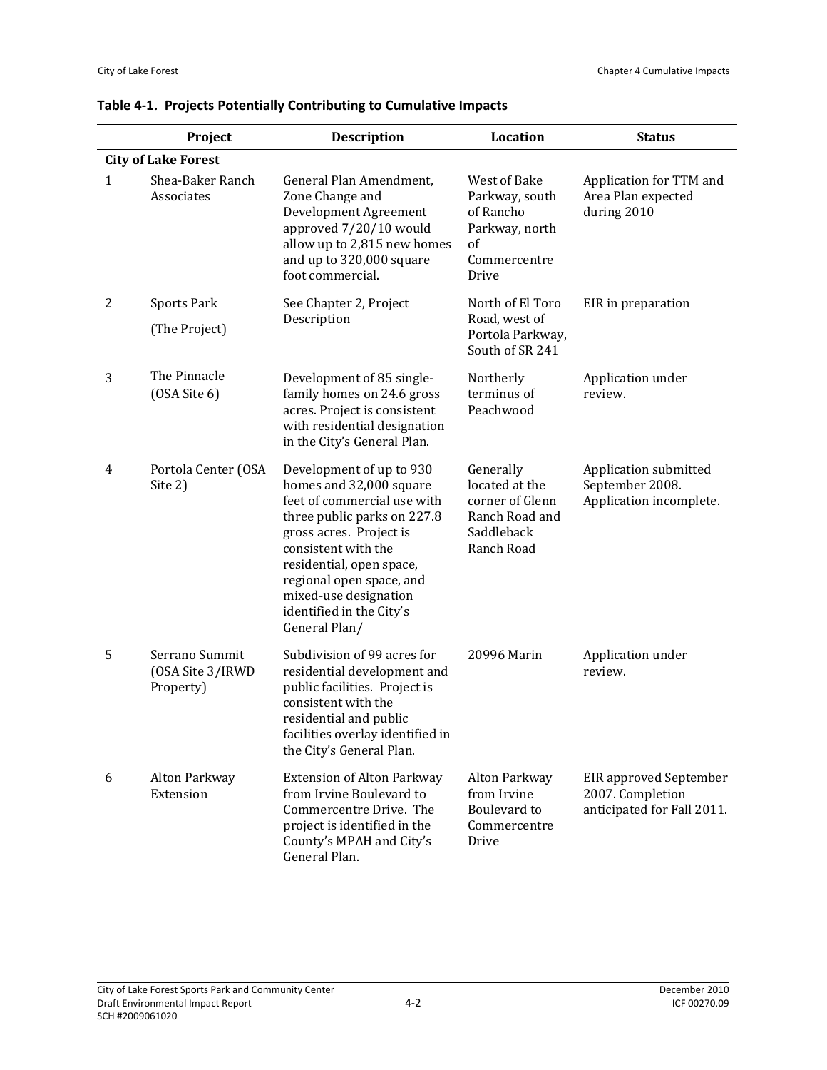**Table 4-1. Projects Potentially Contributing to Cumulative Impacts**

| | Project | Description | Location | Status |
|---|---|---|---|---|
| **City of Lake Forest** | | | | |
| 1 | Shea-Baker Ranch Associates | General Plan Amendment, Zone Change and Development Agreement approved 7/20/10 would allow up to 2,815 new homes and up to 320,000 square foot commercial. | West of Bake Parkway, south of Rancho Parkway, north of Commercentre Drive | Application for TTM and Area Plan expected during 2010 |
| 2 | Sports Park (The Project) | See Chapter 2, Project Description | North of El Toro Road, west of Portola Parkway, South of SR 241 | EIR in preparation |
| 3 | The Pinnacle (OSA Site 6) | Development of 85 single-family homes on 24.6 gross acres. Project is consistent with residential designation in the City's General Plan. | Northerly terminus of Peachwood | Application under review. |
| 4 | Portola Center (OSA Site 2) | Development of up to 930 homes and 32,000 square feet of commercial use with three public parks on 227.8 gross acres. Project is consistent with the residential, open space, regional open space, and mixed-use designation identified in the City's General Plan/ | Generally located at the corner of Glenn Ranch Road and Saddleback Ranch Road | Application submitted September 2008. Application incomplete. |
| 5 | Serrano Summit (OSA Site 3/IRWD Property) | Subdivision of 99 acres for residential development and public facilities. Project is consistent with the residential and public facilities overlay identified in the City's General Plan. | 20996 Marin | Application under review. |
| 6 | Alton Parkway Extension | Extension of Alton Parkway from Irvine Boulevard to Commercentre Drive. The project is identified in the County's MPAH and City's General Plan. | Alton Parkway from Irvine Boulevard to Commercentre Drive | EIR approved September 2007. Completion anticipated for Fall 2011. |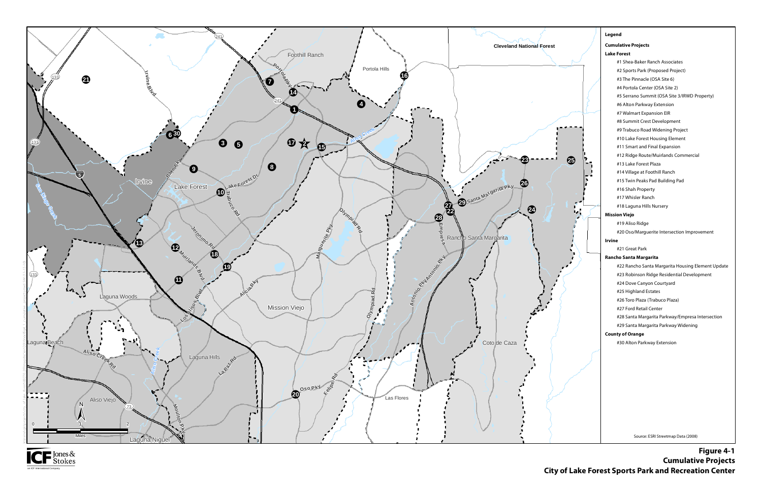# Legend

**Cumulative Projects**

**Lake Forest**

- #1 Shea-Baker Ranch Associates
- #2 Sports Park (Proposed Project)
- #3 The Pinnacle (OSA Site 6)
- #4 Portola Center (OSA Site 2)
- #5 Serrano Summit (OSA Site 3/IRWD Property)
- #6 Alton Parkway Extension
- #7 Walmart Expansion EIR
- #8 Summit Crest Development
- #9 Trabuco Road Widening Project
- #10 Lake Forest Housing Element
- #11 Smart and Final Expansion
- #12 Ridge Route/Muirlands Commercial
- #13 Lake Forest Plaza
- #14 Village at Foothill Ranch
- #15 Twin Peaks Pad Building Pad
- #16 Shah Property
- #17 Whisler Ranch
- #18 Laguna Hills Nursery

**Mission Viejo**

- #19 Aliso Ridge
- #20 Oso/Marguerite Intersection Improvement

**Irvine**

- #21 Great Park

**Rancho Santa Margarita**

- #22 Rancho Santa Margarita Housing Element Update
- #23 Robinson Ridge Residential Development
- #24 Dove Canyon Courtyard
- #25 Highland Estates
- #26 Toro Plaza (Trabuco Plaza)
- #27 Ford Retail Center
- #28 Santa Margarita Parkway/Empresa Intersection
- #29 Santa Margarita Parkway Widening

**County of Orange**

- #30 Alton Parkway Extension

Source: ESRI Streetmap Data (2008)

**Figure 4-1**
**Cumulative Projects**
**City of Lake Forest Sports Park and Recreation Center**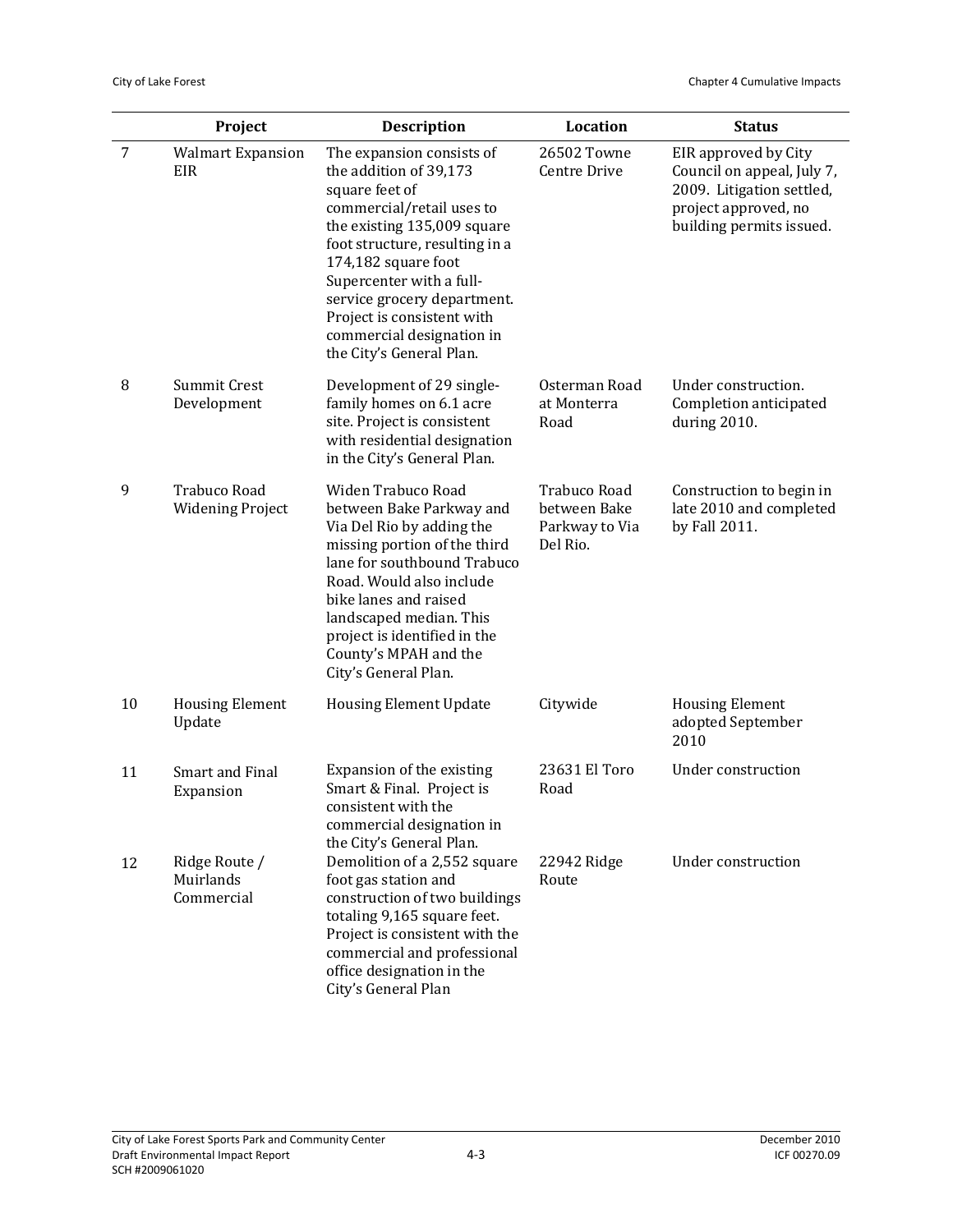| | Project | Description | Location | Status |
|---|---|---|---|---|
| 7 | Walmart Expansion EIR | The expansion consists of the addition of 39,173 square feet of commercial/retail uses to the existing 135,009 square foot structure, resulting in a 174,182 square foot Supercenter with a full-service grocery department. Project is consistent with commercial designation in the City's General Plan. | 26502 Towne Centre Drive | EIR approved by City Council on appeal, July 7, 2009. Litigation settled, project approved, no building permits issued. |
| 8 | Summit Crest Development | Development of 29 single-family homes on 6.1 acre site. Project is consistent with residential designation in the City's General Plan. | Osterman Road at Monterra Road | Under construction. Completion anticipated during 2010. |
| 9 | Trabuco Road Widening Project | Widen Trabuco Road between Bake Parkway and Via Del Rio by adding the missing portion of the third lane for southbound Trabuco Road. Would also include bike lanes and raised landscaped median. This project is identified in the County's MPAH and the City's General Plan. | Trabuco Road between Bake Parkway to Via Del Rio. | Construction to begin in late 2010 and completed by Fall 2011. |
| 10 | Housing Element Update | Housing Element Update | Citywide | Housing Element adopted September 2010 |
| 11 | Smart and Final Expansion | Expansion of the existing Smart & Final. Project is consistent with the commercial designation in the City's General Plan. | 23631 El Toro Road | Under construction |
| 12 | Ridge Route / Muirlands Commercial | Demolition of a 2,552 square foot gas station and construction of two buildings totaling 9,165 square feet. Project is consistent with the commercial and professional office designation in the City's General Plan | 22942 Ridge Route | Under construction |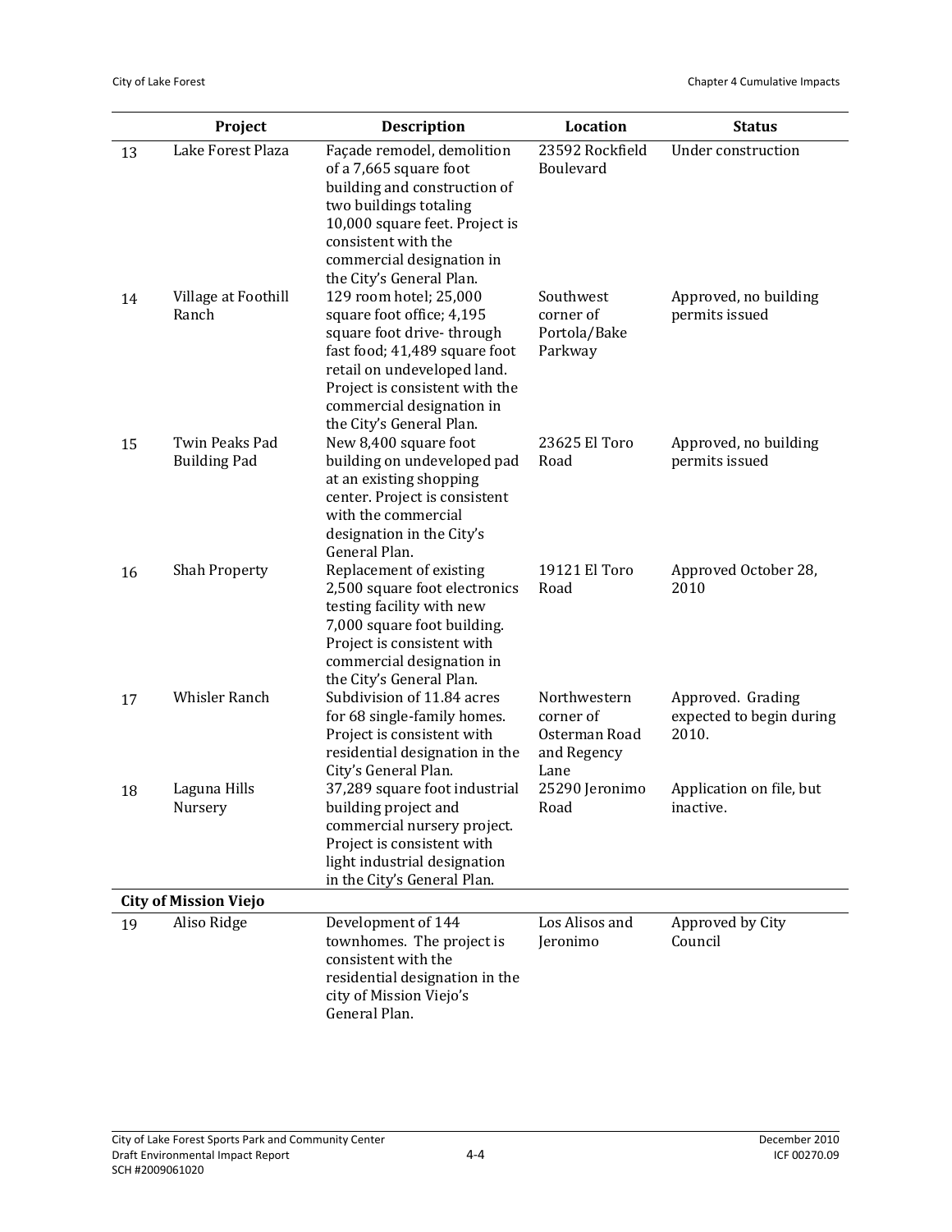| | Project | Description | Location | Status |
|---|---|---|---|---|
| 13 | Lake Forest Plaza | Façade remodel, demolition of a 7,665 square foot building and construction of two buildings totaling 10,000 square feet. Project is consistent with the commercial designation in the City's General Plan. | 23592 Rockfield Boulevard | Under construction |
| 14 | Village at Foothill Ranch | 129 room hotel; 25,000 square foot office; 4,195 square foot drive- through fast food; 41,489 square foot retail on undeveloped land. Project is consistent with the commercial designation in the City's General Plan. | Southwest corner of Portola/Bake Parkway | Approved, no building permits issued |
| 15 | Twin Peaks Pad Building Pad | New 8,400 square foot building on undeveloped pad at an existing shopping center. Project is consistent with the commercial designation in the City's General Plan. | 23625 El Toro Road | Approved, no building permits issued |
| 16 | Shah Property | Replacement of existing 2,500 square foot electronics testing facility with new 7,000 square foot building. Project is consistent with commercial designation in the City's General Plan. | 19121 El Toro Road | Approved October 28, 2010 |
| 17 | Whisler Ranch | Subdivision of 11.84 acres for 68 single-family homes. Project is consistent with residential designation in the City's General Plan. | Northwestern corner of Osterman Road and Regency Lane | Approved. Grading expected to begin during 2010. |
| 18 | Laguna Hills Nursery | 37,289 square foot industrial building project and commercial nursery project. Project is consistent with light industrial designation in the City's General Plan. | 25290 Jeronimo Road | Application on file, but inactive. |
| **City of Mission Viejo** | | | | |
| 19 | Aliso Ridge | Development of 144 townhomes. The project is consistent with the residential designation in the city of Mission Viejo's General Plan. | Los Alisos and Jeronimo | Approved by City Council |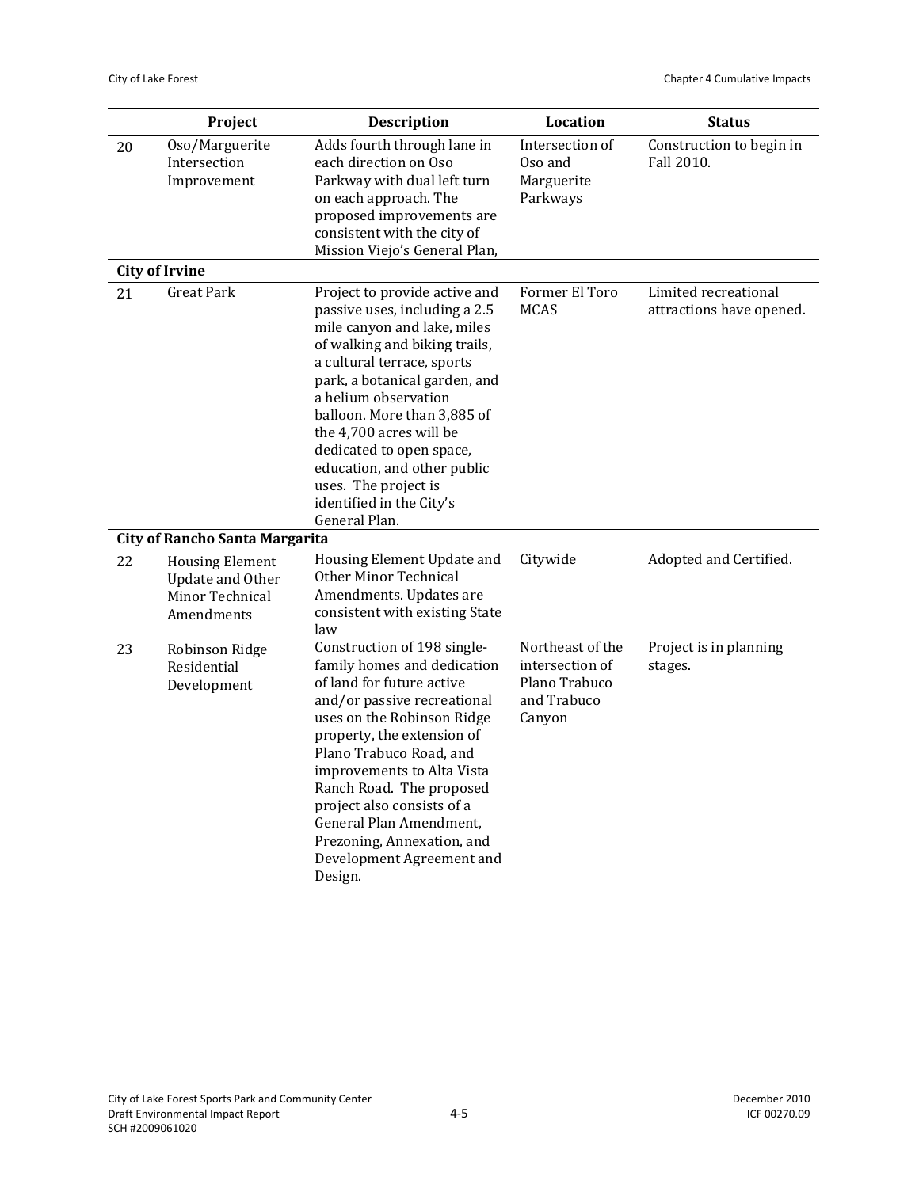| | Project | Description | Location | Status |
|---|---|---|---|---|
| 20 | Oso/Marguerite Intersection Improvement | Adds fourth through lane in each direction on Oso Parkway with dual left turn on each approach. The proposed improvements are consistent with the city of Mission Viejo's General Plan, | Intersection of Oso and Marguerite Parkways | Construction to begin in Fall 2010. |
| **City of Irvine** | | | | |
| 21 | Great Park | Project to provide active and passive uses, including a 2.5 mile canyon and lake, miles of walking and biking trails, a cultural terrace, sports park, a botanical garden, and a helium observation balloon. More than 3,885 of the 4,700 acres will be dedicated to open space, education, and other public uses. The project is identified in the City's General Plan. | Former El Toro MCAS | Limited recreational attractions have opened. |
| **City of Rancho Santa Margarita** | | | | |
| 22 | Housing Element Update and Other Minor Technical Amendments | Housing Element Update and Other Minor Technical Amendments. Updates are consistent with existing State law | Citywide | Adopted and Certified. |
| 23 | Robinson Ridge Residential Development | Construction of 198 single-family homes and dedication of land for future active and/or passive recreational uses on the Robinson Ridge property, the extension of Plano Trabuco Road, and improvements to Alta Vista Ranch Road. The proposed project also consists of a General Plan Amendment, Prezoning, Annexation, and Development Agreement and Design. | Northeast of the intersection of Plano Trabuco and Trabuco Canyon | Project is in planning stages. |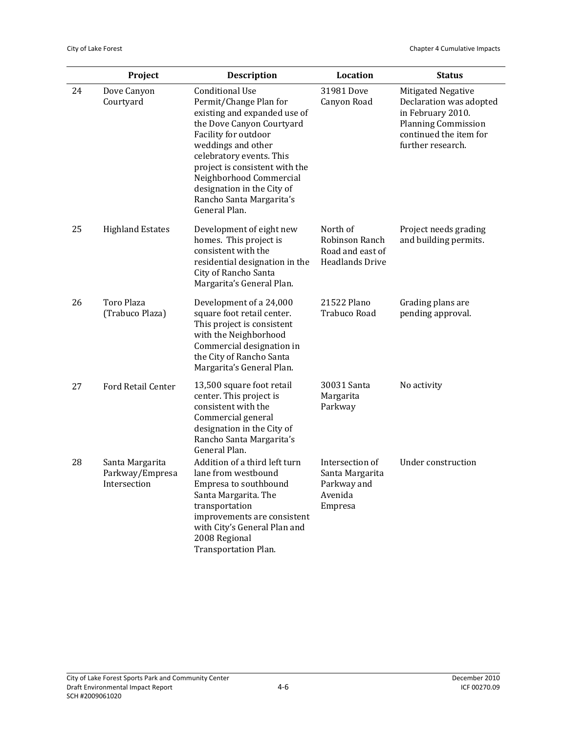| | Project | Description | Location | Status |
|---|---|---|---|---|
| 24 | Dove Canyon Courtyard | Conditional Use Permit/Change Plan for existing and expanded use of the Dove Canyon Courtyard Facility for outdoor weddings and other celebratory events. This project is consistent with the Neighborhood Commercial designation in the City of Rancho Santa Margarita's General Plan. | 31981 Dove Canyon Road | Mitigated Negative Declaration was adopted in February 2010. Planning Commission continued the item for further research. |
| 25 | Highland Estates | Development of eight new homes. This project is consistent with the residential designation in the City of Rancho Santa Margarita's General Plan. | North of Robinson Ranch Road and east of Headlands Drive | Project needs grading and building permits. |
| 26 | Toro Plaza (Trabuco Plaza) | Development of a 24,000 square foot retail center. This project is consistent with the Neighborhood Commercial designation in the City of Rancho Santa Margarita's General Plan. | 21522 Plano Trabuco Road | Grading plans are pending approval. |
| 27 | Ford Retail Center | 13,500 square foot retail center. This project is consistent with the Commercial general designation in the City of Rancho Santa Margarita's General Plan. | 30031 Santa Margarita Parkway | No activity |
| 28 | Santa Margarita Parkway/Empresa Intersection | Addition of a third left turn lane from westbound Empresa to southbound Santa Margarita. The transportation improvements are consistent with City's General Plan and 2008 Regional Transportation Plan. | Intersection of Santa Margarita Parkway and Avenida Empresa | Under construction |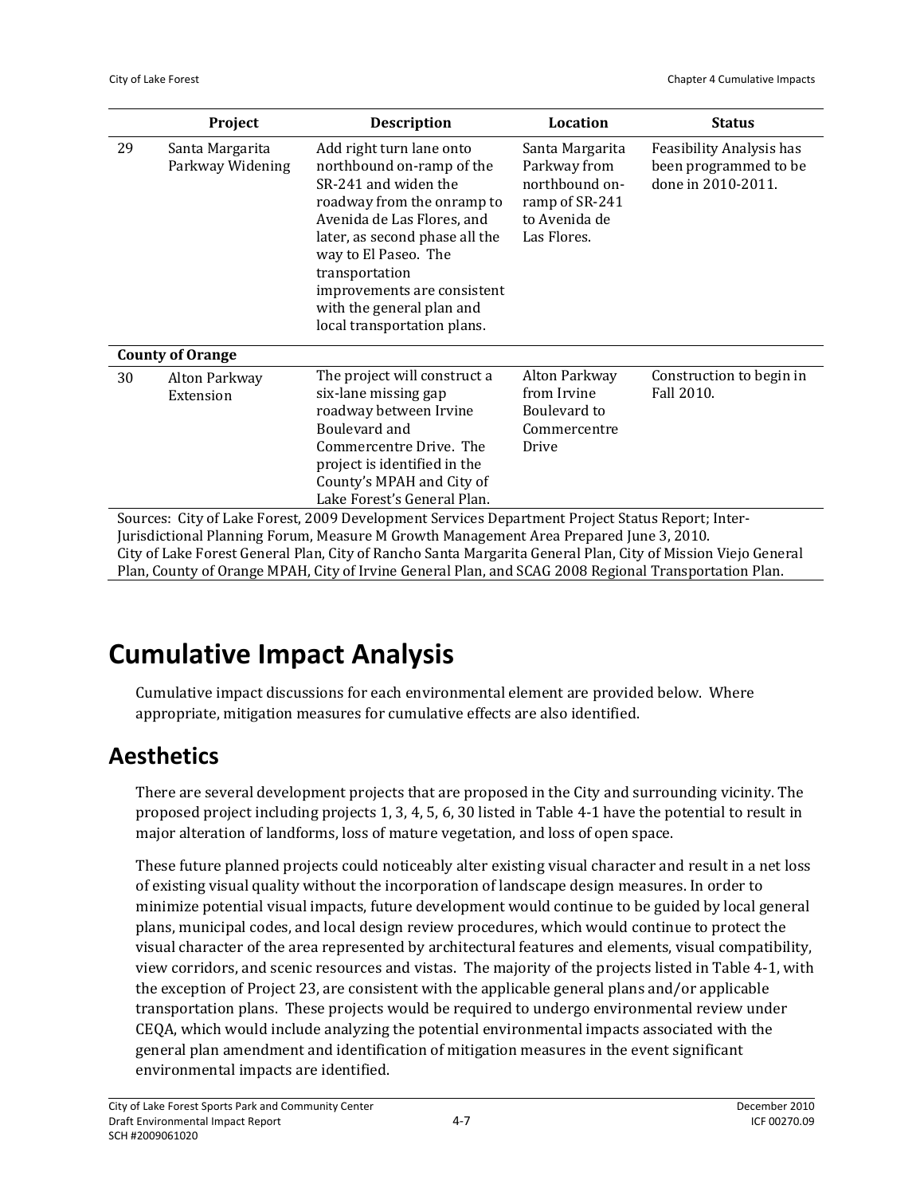| | Project | Description | Location | Status |
|---|---|---|---|---|
| 29 | Santa Margarita Parkway Widening | Add right turn lane onto northbound on-ramp of the SR-241 and widen the roadway from the onramp to Avenida de Las Flores, and later, as second phase all the way to El Paseo. The transportation improvements are consistent with the general plan and local transportation plans. | Santa Margarita Parkway from northbound on-ramp of SR-241 to Avenida de Las Flores. | Feasibility Analysis has been programmed to be done in 2010-2011. |
| **County of Orange** | | | | |
| 30 | Alton Parkway Extension | The project will construct a six-lane missing gap roadway between Irvine Boulevard and Commercentre Drive. The project is identified in the County's MPAH and City of Lake Forest's General Plan. | Alton Parkway from Irvine Boulevard to Commercentre Drive | Construction to begin in Fall 2010. |

Sources: City of Lake Forest, 2009 Development Services Department Project Status Report; Inter-Jurisdictional Planning Forum, Measure M Growth Management Area Prepared June 3, 2010.
City of Lake Forest General Plan, City of Rancho Santa Margarita General Plan, City of Mission Viejo General Plan, County of Orange MPAH, City of Irvine General Plan, and SCAG 2008 Regional Transportation Plan.

# Cumulative Impact Analysis

Cumulative impact discussions for each environmental element are provided below. Where appropriate, mitigation measures for cumulative effects are also identified.

## Aesthetics

There are several development projects that are proposed in the City and surrounding vicinity. The proposed project including projects 1, 3, 4, 5, 6, 30 listed in Table 4-1 have the potential to result in major alteration of landforms, loss of mature vegetation, and loss of open space.

These future planned projects could noticeably alter existing visual character and result in a net loss of existing visual quality without the incorporation of landscape design measures. In order to minimize potential visual impacts, future development would continue to be guided by local general plans, municipal codes, and local design review procedures, which would continue to protect the visual character of the area represented by architectural features and elements, visual compatibility, view corridors, and scenic resources and vistas. The majority of the projects listed in Table 4-1, with the exception of Project 23, are consistent with the applicable general plans and/or applicable transportation plans. These projects would be required to undergo environmental review under CEQA, which would include analyzing the potential environmental impacts associated with the general plan amendment and identification of mitigation measures in the event significant environmental impacts are identified.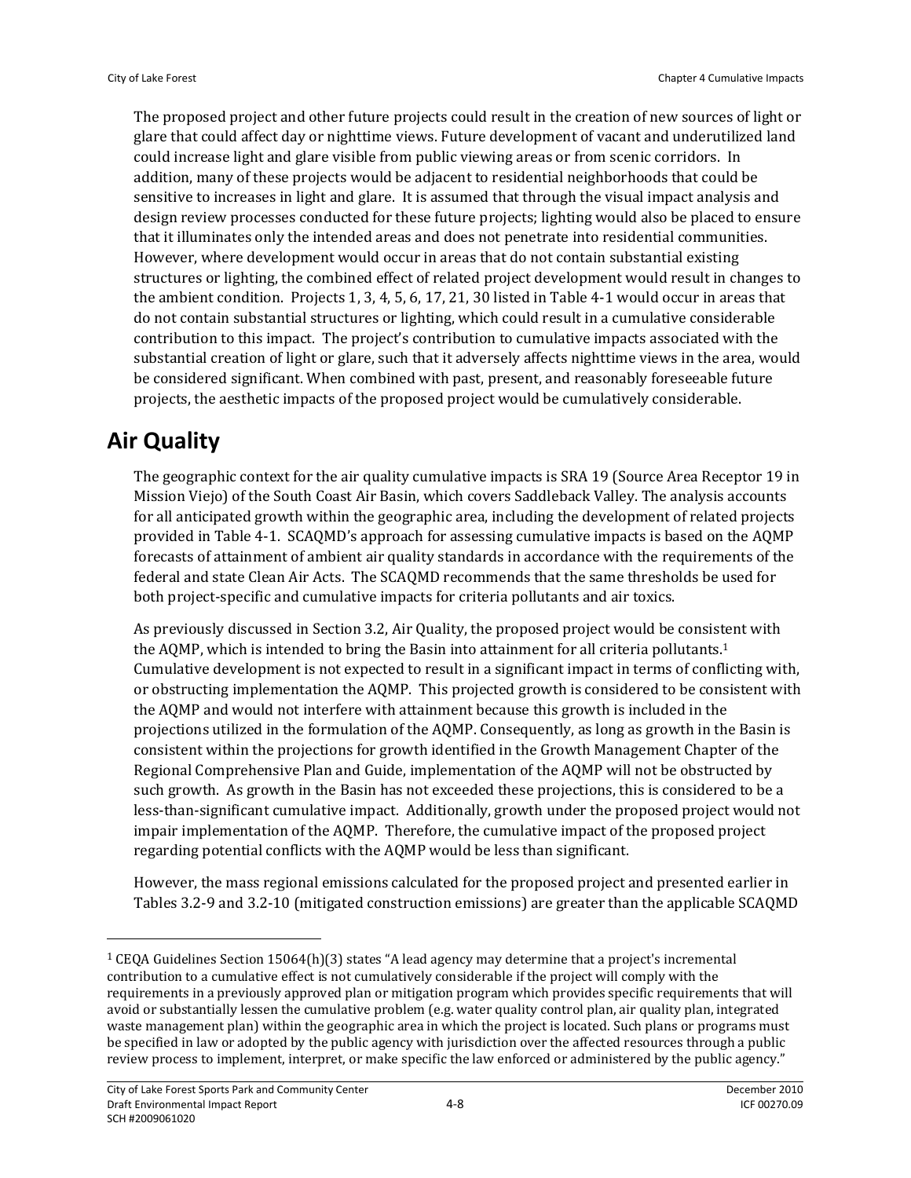The proposed project and other future projects could result in the creation of new sources of light or glare that could affect day or nighttime views. Future development of vacant and underutilized land could increase light and glare visible from public viewing areas or from scenic corridors. In addition, many of these projects would be adjacent to residential neighborhoods that could be sensitive to increases in light and glare. It is assumed that through the visual impact analysis and design review processes conducted for these future projects; lighting would also be placed to ensure that it illuminates only the intended areas and does not penetrate into residential communities. However, where development would occur in areas that do not contain substantial existing structures or lighting, the combined effect of related project development would result in changes to the ambient condition. Projects 1, 3, 4, 5, 6, 17, 21, 30 listed in Table 4-1 would occur in areas that do not contain substantial structures or lighting, which could result in a cumulative considerable contribution to this impact. The project's contribution to cumulative impacts associated with the substantial creation of light or glare, such that it adversely affects nighttime views in the area, would be considered significant. When combined with past, present, and reasonably foreseeable future projects, the aesthetic impacts of the proposed project would be cumulatively considerable.

## Air Quality

The geographic context for the air quality cumulative impacts is SRA 19 (Source Area Receptor 19 in Mission Viejo) of the South Coast Air Basin, which covers Saddleback Valley. The analysis accounts for all anticipated growth within the geographic area, including the development of related projects provided in Table 4-1. SCAQMD's approach for assessing cumulative impacts is based on the AQMP forecasts of attainment of ambient air quality standards in accordance with the requirements of the federal and state Clean Air Acts. The SCAQMD recommends that the same thresholds be used for both project-specific and cumulative impacts for criteria pollutants and air toxics.

As previously discussed in Section 3.2, Air Quality, the proposed project would be consistent with the AQMP, which is intended to bring the Basin into attainment for all criteria pollutants.[1] Cumulative development is not expected to result in a significant impact in terms of conflicting with, or obstructing implementation the AQMP. This projected growth is considered to be consistent with the AQMP and would not interfere with attainment because this growth is included in the projections utilized in the formulation of the AQMP. Consequently, as long as growth in the Basin is consistent within the projections for growth identified in the Growth Management Chapter of the Regional Comprehensive Plan and Guide, implementation of the AQMP will not be obstructed by such growth. As growth in the Basin has not exceeded these projections, this is considered to be a less-than-significant cumulative impact. Additionally, growth under the proposed project would not impair implementation of the AQMP. Therefore, the cumulative impact of the proposed project regarding potential conflicts with the AQMP would be less than significant.

However, the mass regional emissions calculated for the proposed project and presented earlier in Tables 3.2-9 and 3.2-10 (mitigated construction emissions) are greater than the applicable SCAQMD

---

[1] CEQA Guidelines Section 15064(h)(3) states "A lead agency may determine that a project's incremental contribution to a cumulative effect is not cumulatively considerable if the project will comply with the requirements in a previously approved plan or mitigation program which provides specific requirements that will avoid or substantially lessen the cumulative problem (e.g. water quality control plan, air quality plan, integrated waste management plan) within the geographic area in which the project is located. Such plans or programs must be specified in law or adopted by the public agency with jurisdiction over the affected resources through a public review process to implement, interpret, or make specific the law enforced or administered by the public agency."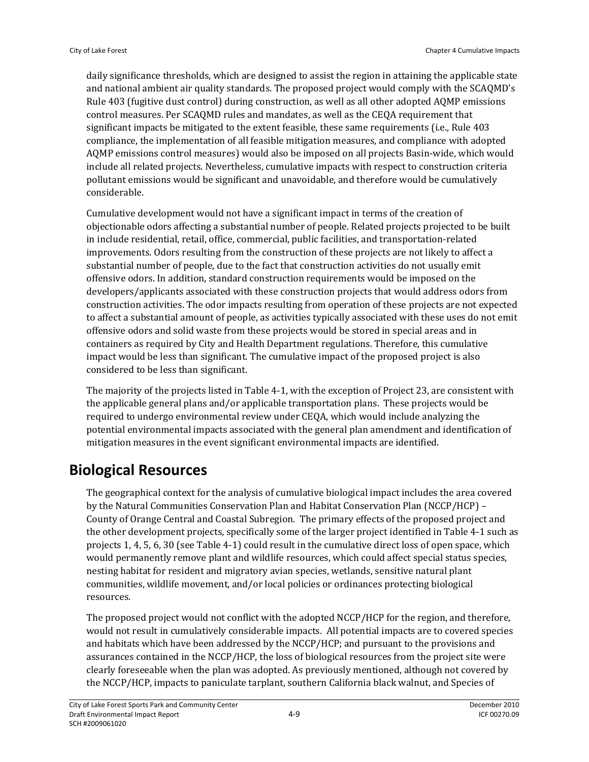daily significance thresholds, which are designed to assist the region in attaining the applicable state and national ambient air quality standards. The proposed project would comply with the SCAQMD's Rule 403 (fugitive dust control) during construction, as well as all other adopted AQMP emissions control measures. Per SCAQMD rules and mandates, as well as the CEQA requirement that significant impacts be mitigated to the extent feasible, these same requirements (i.e., Rule 403 compliance, the implementation of all feasible mitigation measures, and compliance with adopted AQMP emissions control measures) would also be imposed on all projects Basin-wide, which would include all related projects. Nevertheless, cumulative impacts with respect to construction criteria pollutant emissions would be significant and unavoidable, and therefore would be cumulatively considerable.

Cumulative development would not have a significant impact in terms of the creation of objectionable odors affecting a substantial number of people. Related projects projected to be built in include residential, retail, office, commercial, public facilities, and transportation-related improvements. Odors resulting from the construction of these projects are not likely to affect a substantial number of people, due to the fact that construction activities do not usually emit offensive odors. In addition, standard construction requirements would be imposed on the developers/applicants associated with these construction projects that would address odors from construction activities. The odor impacts resulting from operation of these projects are not expected to affect a substantial amount of people, as activities typically associated with these uses do not emit offensive odors and solid waste from these projects would be stored in special areas and in containers as required by City and Health Department regulations. Therefore, this cumulative impact would be less than significant. The cumulative impact of the proposed project is also considered to be less than significant.

The majority of the projects listed in Table 4-1, with the exception of Project 23, are consistent with the applicable general plans and/or applicable transportation plans. These projects would be required to undergo environmental review under CEQA, which would include analyzing the potential environmental impacts associated with the general plan amendment and identification of mitigation measures in the event significant environmental impacts are identified.

## Biological Resources

The geographical context for the analysis of cumulative biological impact includes the area covered by the Natural Communities Conservation Plan and Habitat Conservation Plan (NCCP/HCP) – County of Orange Central and Coastal Subregion. The primary effects of the proposed project and the other development projects, specifically some of the larger project identified in Table 4-1 such as projects 1, 4, 5, 6, 30 (see Table 4-1) could result in the cumulative direct loss of open space, which would permanently remove plant and wildlife resources, which could affect special status species, nesting habitat for resident and migratory avian species, wetlands, sensitive natural plant communities, wildlife movement, and/or local policies or ordinances protecting biological resources.

The proposed project would not conflict with the adopted NCCP/HCP for the region, and therefore, would not result in cumulatively considerable impacts. All potential impacts are to covered species and habitats which have been addressed by the NCCP/HCP; and pursuant to the provisions and assurances contained in the NCCP/HCP, the loss of biological resources from the project site were clearly foreseeable when the plan was adopted. As previously mentioned, although not covered by the NCCP/HCP, impacts to paniculate tarplant, southern California black walnut, and Species of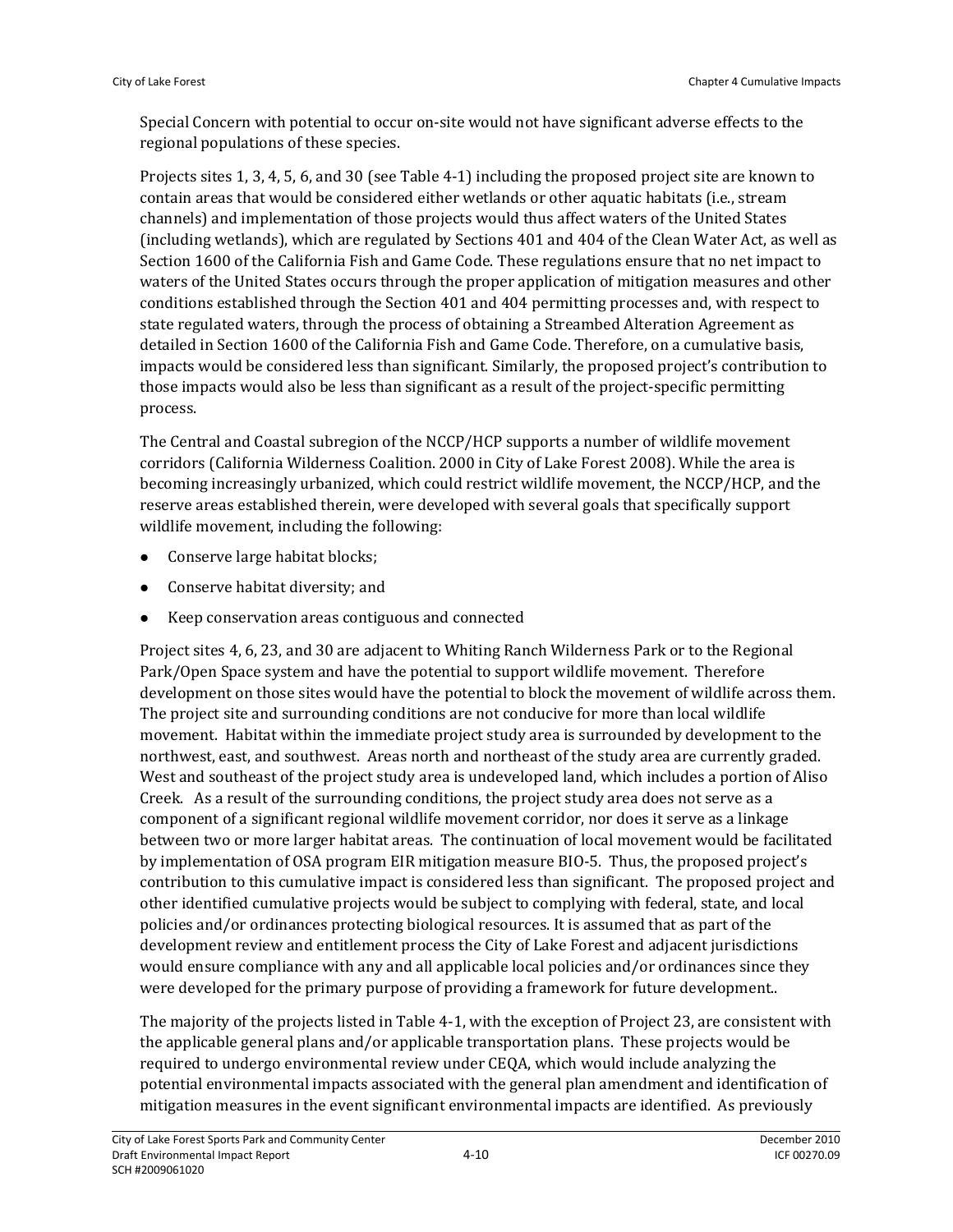Special Concern with potential to occur on-site would not have significant adverse effects to the regional populations of these species.

Projects sites 1, 3, 4, 5, 6, and 30 (see Table 4-1) including the proposed project site are known to contain areas that would be considered either wetlands or other aquatic habitats (i.e., stream channels) and implementation of those projects would thus affect waters of the United States (including wetlands), which are regulated by Sections 401 and 404 of the Clean Water Act, as well as Section 1600 of the California Fish and Game Code. These regulations ensure that no net impact to waters of the United States occurs through the proper application of mitigation measures and other conditions established through the Section 401 and 404 permitting processes and, with respect to state regulated waters, through the process of obtaining a Streambed Alteration Agreement as detailed in Section 1600 of the California Fish and Game Code. Therefore, on a cumulative basis, impacts would be considered less than significant. Similarly, the proposed project's contribution to those impacts would also be less than significant as a result of the project-specific permitting process.

The Central and Coastal subregion of the NCCP/HCP supports a number of wildlife movement corridors (California Wilderness Coalition. 2000 in City of Lake Forest 2008). While the area is becoming increasingly urbanized, which could restrict wildlife movement, the NCCP/HCP, and the reserve areas established therein, were developed with several goals that specifically support wildlife movement, including the following:

- Conserve large habitat blocks;
- Conserve habitat diversity; and
- Keep conservation areas contiguous and connected

Project sites 4, 6, 23, and 30 are adjacent to Whiting Ranch Wilderness Park or to the Regional Park/Open Space system and have the potential to support wildlife movement. Therefore development on those sites would have the potential to block the movement of wildlife across them. The project site and surrounding conditions are not conducive for more than local wildlife movement. Habitat within the immediate project study area is surrounded by development to the northwest, east, and southwest. Areas north and northeast of the study area are currently graded. West and southeast of the project study area is undeveloped land, which includes a portion of Aliso Creek. As a result of the surrounding conditions, the project study area does not serve as a component of a significant regional wildlife movement corridor, nor does it serve as a linkage between two or more larger habitat areas. The continuation of local movement would be facilitated by implementation of OSA program EIR mitigation measure BIO-5. Thus, the proposed project's contribution to this cumulative impact is considered less than significant. The proposed project and other identified cumulative projects would be subject to complying with federal, state, and local policies and/or ordinances protecting biological resources. It is assumed that as part of the development review and entitlement process the City of Lake Forest and adjacent jurisdictions would ensure compliance with any and all applicable local policies and/or ordinances since they were developed for the primary purpose of providing a framework for future development..

The majority of the projects listed in Table 4-1, with the exception of Project 23, are consistent with the applicable general plans and/or applicable transportation plans. These projects would be required to undergo environmental review under CEQA, which would include analyzing the potential environmental impacts associated with the general plan amendment and identification of mitigation measures in the event significant environmental impacts are identified. As previously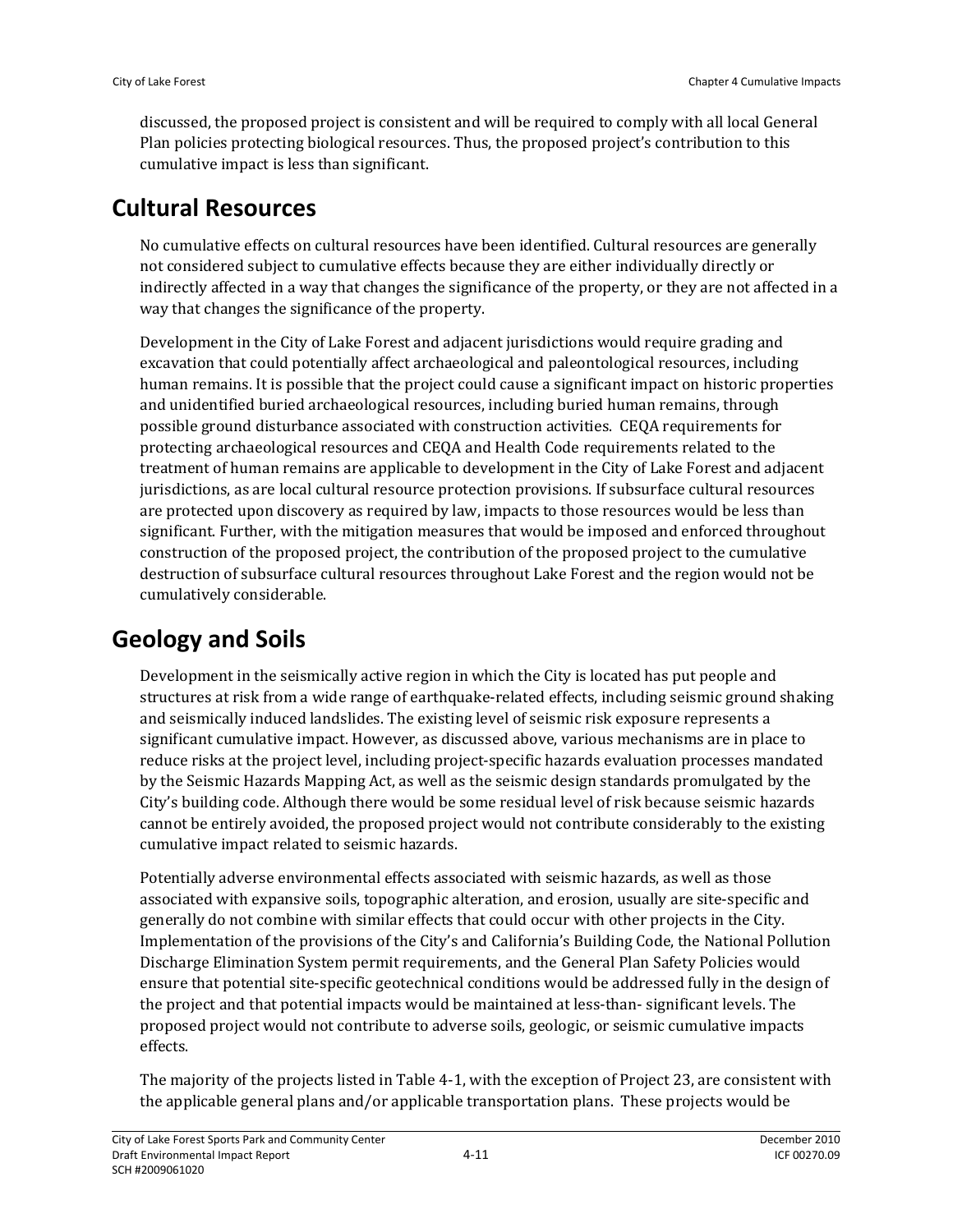discussed, the proposed project is consistent and will be required to comply with all local General Plan policies protecting biological resources. Thus, the proposed project's contribution to this cumulative impact is less than significant.

## Cultural Resources

No cumulative effects on cultural resources have been identified. Cultural resources are generally not considered subject to cumulative effects because they are either individually directly or indirectly affected in a way that changes the significance of the property, or they are not affected in a way that changes the significance of the property.

Development in the City of Lake Forest and adjacent jurisdictions would require grading and excavation that could potentially affect archaeological and paleontological resources, including human remains. It is possible that the project could cause a significant impact on historic properties and unidentified buried archaeological resources, including buried human remains, through possible ground disturbance associated with construction activities. CEQA requirements for protecting archaeological resources and CEQA and Health Code requirements related to the treatment of human remains are applicable to development in the City of Lake Forest and adjacent jurisdictions, as are local cultural resource protection provisions. If subsurface cultural resources are protected upon discovery as required by law, impacts to those resources would be less than significant. Further, with the mitigation measures that would be imposed and enforced throughout construction of the proposed project, the contribution of the proposed project to the cumulative destruction of subsurface cultural resources throughout Lake Forest and the region would not be cumulatively considerable.

## Geology and Soils

Development in the seismically active region in which the City is located has put people and structures at risk from a wide range of earthquake-related effects, including seismic ground shaking and seismically induced landslides. The existing level of seismic risk exposure represents a significant cumulative impact. However, as discussed above, various mechanisms are in place to reduce risks at the project level, including project-specific hazards evaluation processes mandated by the Seismic Hazards Mapping Act, as well as the seismic design standards promulgated by the City's building code. Although there would be some residual level of risk because seismic hazards cannot be entirely avoided, the proposed project would not contribute considerably to the existing cumulative impact related to seismic hazards.

Potentially adverse environmental effects associated with seismic hazards, as well as those associated with expansive soils, topographic alteration, and erosion, usually are site-specific and generally do not combine with similar effects that could occur with other projects in the City. Implementation of the provisions of the City's and California's Building Code, the National Pollution Discharge Elimination System permit requirements, and the General Plan Safety Policies would ensure that potential site-specific geotechnical conditions would be addressed fully in the design of the project and that potential impacts would be maintained at less-than- significant levels. The proposed project would not contribute to adverse soils, geologic, or seismic cumulative impacts effects.

The majority of the projects listed in Table 4-1, with the exception of Project 23, are consistent with the applicable general plans and/or applicable transportation plans. These projects would be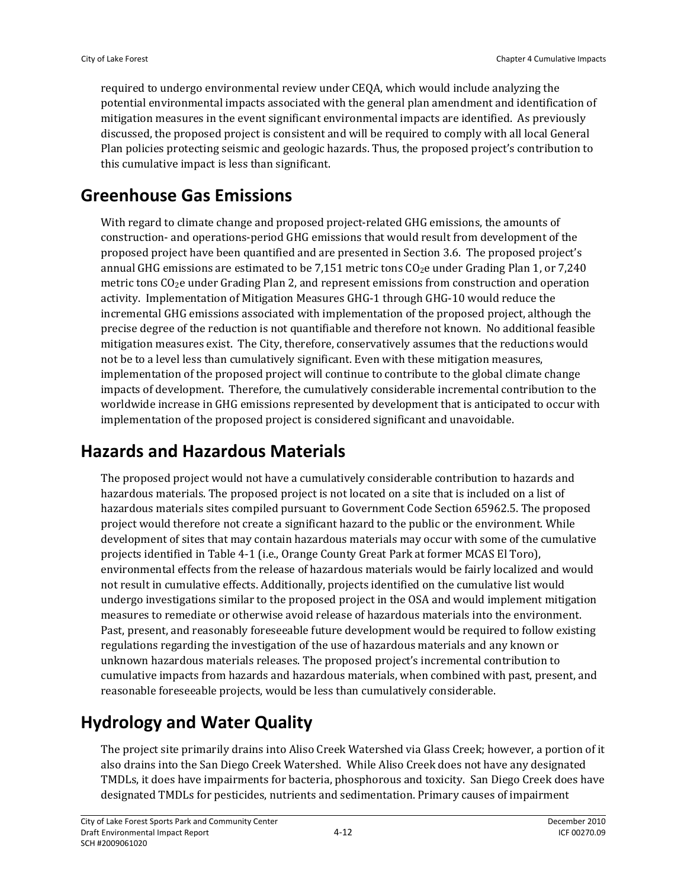required to undergo environmental review under CEQA, which would include analyzing the potential environmental impacts associated with the general plan amendment and identification of mitigation measures in the event significant environmental impacts are identified. As previously discussed, the proposed project is consistent and will be required to comply with all local General Plan policies protecting seismic and geologic hazards. Thus, the proposed project's contribution to this cumulative impact is less than significant.

## Greenhouse Gas Emissions

With regard to climate change and proposed project-related GHG emissions, the amounts of construction- and operations-period GHG emissions that would result from development of the proposed project have been quantified and are presented in Section 3.6. The proposed project's annual GHG emissions are estimated to be 7,151 metric tons $CO_2e$ under Grading Plan 1, or 7,240 metric tons $CO_2e$ under Grading Plan 2, and represent emissions from construction and operation activity. Implementation of Mitigation Measures GHG-1 through GHG-10 would reduce the incremental GHG emissions associated with implementation of the proposed project, although the precise degree of the reduction is not quantifiable and therefore not known. No additional feasible mitigation measures exist. The City, therefore, conservatively assumes that the reductions would not be to a level less than cumulatively significant. Even with these mitigation measures, implementation of the proposed project will continue to contribute to the global climate change impacts of development. Therefore, the cumulatively considerable incremental contribution to the worldwide increase in GHG emissions represented by development that is anticipated to occur with implementation of the proposed project is considered significant and unavoidable.

## Hazards and Hazardous Materials

The proposed project would not have a cumulatively considerable contribution to hazards and hazardous materials. The proposed project is not located on a site that is included on a list of hazardous materials sites compiled pursuant to Government Code Section 65962.5. The proposed project would therefore not create a significant hazard to the public or the environment. While development of sites that may contain hazardous materials may occur with some of the cumulative projects identified in Table 4-1 (i.e., Orange County Great Park at former MCAS El Toro), environmental effects from the release of hazardous materials would be fairly localized and would not result in cumulative effects. Additionally, projects identified on the cumulative list would undergo investigations similar to the proposed project in the OSA and would implement mitigation measures to remediate or otherwise avoid release of hazardous materials into the environment. Past, present, and reasonably foreseeable future development would be required to follow existing regulations regarding the investigation of the use of hazardous materials and any known or unknown hazardous materials releases. The proposed project's incremental contribution to cumulative impacts from hazards and hazardous materials, when combined with past, present, and reasonable foreseeable projects, would be less than cumulatively considerable.

## Hydrology and Water Quality

The project site primarily drains into Aliso Creek Watershed via Glass Creek; however, a portion of it also drains into the San Diego Creek Watershed. While Aliso Creek does not have any designated TMDLs, it does have impairments for bacteria, phosphorous and toxicity. San Diego Creek does have designated TMDLs for pesticides, nutrients and sedimentation. Primary causes of impairment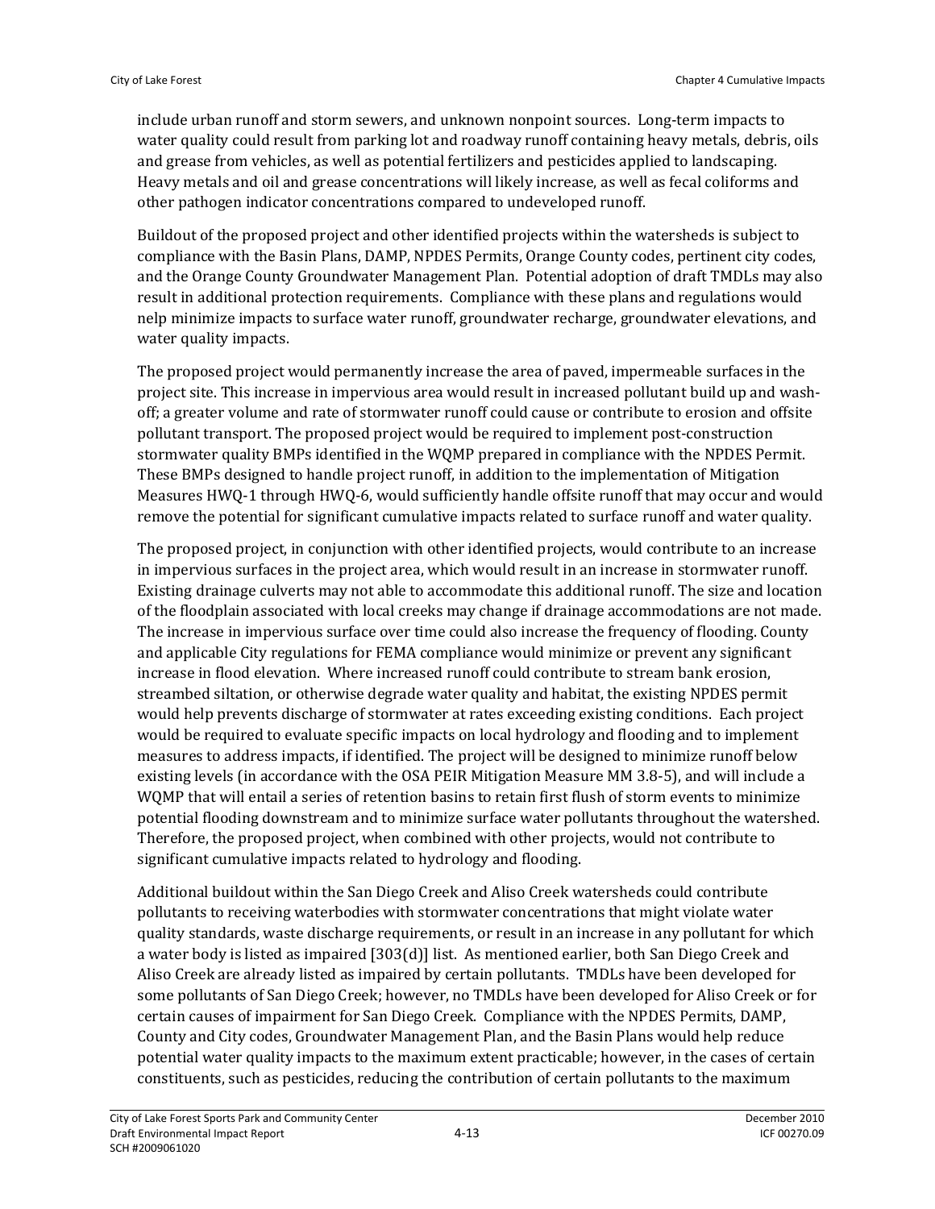include urban runoff and storm sewers, and unknown nonpoint sources. Long-term impacts to water quality could result from parking lot and roadway runoff containing heavy metals, debris, oils and grease from vehicles, as well as potential fertilizers and pesticides applied to landscaping. Heavy metals and oil and grease concentrations will likely increase, as well as fecal coliforms and other pathogen indicator concentrations compared to undeveloped runoff.

Buildout of the proposed project and other identified projects within the watersheds is subject to compliance with the Basin Plans, DAMP, NPDES Permits, Orange County codes, pertinent city codes, and the Orange County Groundwater Management Plan. Potential adoption of draft TMDLs may also result in additional protection requirements. Compliance with these plans and regulations would nelp minimize impacts to surface water runoff, groundwater recharge, groundwater elevations, and water quality impacts.

The proposed project would permanently increase the area of paved, impermeable surfaces in the project site. This increase in impervious area would result in increased pollutant build up and wash-off; a greater volume and rate of stormwater runoff could cause or contribute to erosion and offsite pollutant transport. The proposed project would be required to implement post-construction stormwater quality BMPs identified in the WQMP prepared in compliance with the NPDES Permit. These BMPs designed to handle project runoff, in addition to the implementation of Mitigation Measures HWQ-1 through HWQ-6, would sufficiently handle offsite runoff that may occur and would remove the potential for significant cumulative impacts related to surface runoff and water quality.

The proposed project, in conjunction with other identified projects, would contribute to an increase in impervious surfaces in the project area, which would result in an increase in stormwater runoff. Existing drainage culverts may not able to accommodate this additional runoff. The size and location of the floodplain associated with local creeks may change if drainage accommodations are not made. The increase in impervious surface over time could also increase the frequency of flooding. County and applicable City regulations for FEMA compliance would minimize or prevent any significant increase in flood elevation. Where increased runoff could contribute to stream bank erosion, streambed siltation, or otherwise degrade water quality and habitat, the existing NPDES permit would help prevents discharge of stormwater at rates exceeding existing conditions. Each project would be required to evaluate specific impacts on local hydrology and flooding and to implement measures to address impacts, if identified. The project will be designed to minimize runoff below existing levels (in accordance with the OSA PEIR Mitigation Measure MM 3.8-5), and will include a WQMP that will entail a series of retention basins to retain first flush of storm events to minimize potential flooding downstream and to minimize surface water pollutants throughout the watershed. Therefore, the proposed project, when combined with other projects, would not contribute to significant cumulative impacts related to hydrology and flooding.

Additional buildout within the San Diego Creek and Aliso Creek watersheds could contribute pollutants to receiving waterbodies with stormwater concentrations that might violate water quality standards, waste discharge requirements, or result in an increase in any pollutant for which a water body is listed as impaired [303(d)] list. As mentioned earlier, both San Diego Creek and Aliso Creek are already listed as impaired by certain pollutants. TMDLs have been developed for some pollutants of San Diego Creek; however, no TMDLs have been developed for Aliso Creek or for certain causes of impairment for San Diego Creek. Compliance with the NPDES Permits, DAMP, County and City codes, Groundwater Management Plan, and the Basin Plans would help reduce potential water quality impacts to the maximum extent practicable; however, in the cases of certain constituents, such as pesticides, reducing the contribution of certain pollutants to the maximum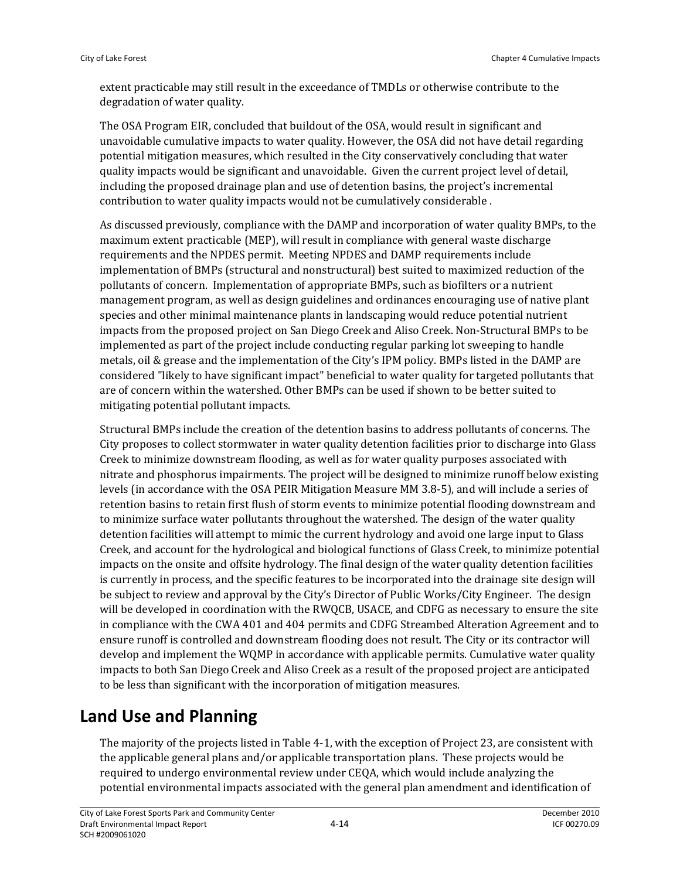extent practicable may still result in the exceedance of TMDLs or otherwise contribute to the degradation of water quality.

The OSA Program EIR, concluded that buildout of the OSA, would result in significant and unavoidable cumulative impacts to water quality. However, the OSA did not have detail regarding potential mitigation measures, which resulted in the City conservatively concluding that water quality impacts would be significant and unavoidable. Given the current project level of detail, including the proposed drainage plan and use of detention basins, the project's incremental contribution to water quality impacts would not be cumulatively considerable .

As discussed previously, compliance with the DAMP and incorporation of water quality BMPs, to the maximum extent practicable (MEP), will result in compliance with general waste discharge requirements and the NPDES permit. Meeting NPDES and DAMP requirements include implementation of BMPs (structural and nonstructural) best suited to maximized reduction of the pollutants of concern. Implementation of appropriate BMPs, such as biofilters or a nutrient management program, as well as design guidelines and ordinances encouraging use of native plant species and other minimal maintenance plants in landscaping would reduce potential nutrient impacts from the proposed project on San Diego Creek and Aliso Creek. Non-Structural BMPs to be implemented as part of the project include conducting regular parking lot sweeping to handle metals, oil & grease and the implementation of the City's IPM policy. BMPs listed in the DAMP are considered "likely to have significant impact" beneficial to water quality for targeted pollutants that are of concern within the watershed. Other BMPs can be used if shown to be better suited to mitigating potential pollutant impacts.

Structural BMPs include the creation of the detention basins to address pollutants of concerns. The City proposes to collect stormwater in water quality detention facilities prior to discharge into Glass Creek to minimize downstream flooding, as well as for water quality purposes associated with nitrate and phosphorus impairments. The project will be designed to minimize runoff below existing levels (in accordance with the OSA PEIR Mitigation Measure MM 3.8-5), and will include a series of retention basins to retain first flush of storm events to minimize potential flooding downstream and to minimize surface water pollutants throughout the watershed. The design of the water quality detention facilities will attempt to mimic the current hydrology and avoid one large input to Glass Creek, and account for the hydrological and biological functions of Glass Creek, to minimize potential impacts on the onsite and offsite hydrology. The final design of the water quality detention facilities is currently in process, and the specific features to be incorporated into the drainage site design will be subject to review and approval by the City's Director of Public Works/City Engineer. The design will be developed in coordination with the RWQCB, USACE, and CDFG as necessary to ensure the site in compliance with the CWA 401 and 404 permits and CDFG Streambed Alteration Agreement and to ensure runoff is controlled and downstream flooding does not result. The City or its contractor will develop and implement the WQMP in accordance with applicable permits. Cumulative water quality impacts to both San Diego Creek and Aliso Creek as a result of the proposed project are anticipated to be less than significant with the incorporation of mitigation measures.

# Land Use and Planning

The majority of the projects listed in Table 4-1, with the exception of Project 23, are consistent with the applicable general plans and/or applicable transportation plans. These projects would be required to undergo environmental review under CEQA, which would include analyzing the potential environmental impacts associated with the general plan amendment and identification of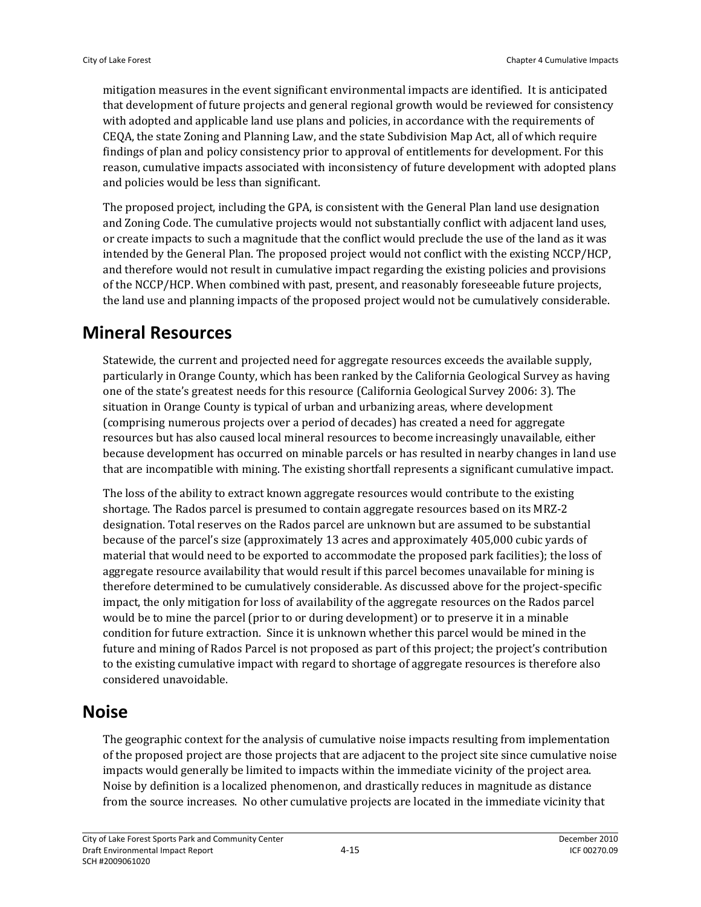mitigation measures in the event significant environmental impacts are identified. It is anticipated that development of future projects and general regional growth would be reviewed for consistency with adopted and applicable land use plans and policies, in accordance with the requirements of CEQA, the state Zoning and Planning Law, and the state Subdivision Map Act, all of which require findings of plan and policy consistency prior to approval of entitlements for development. For this reason, cumulative impacts associated with inconsistency of future development with adopted plans and policies would be less than significant.

The proposed project, including the GPA, is consistent with the General Plan land use designation and Zoning Code. The cumulative projects would not substantially conflict with adjacent land uses, or create impacts to such a magnitude that the conflict would preclude the use of the land as it was intended by the General Plan. The proposed project would not conflict with the existing NCCP/HCP, and therefore would not result in cumulative impact regarding the existing policies and provisions of the NCCP/HCP. When combined with past, present, and reasonably foreseeable future projects, the land use and planning impacts of the proposed project would not be cumulatively considerable.

# Mineral Resources

Statewide, the current and projected need for aggregate resources exceeds the available supply, particularly in Orange County, which has been ranked by the California Geological Survey as having one of the state's greatest needs for this resource (California Geological Survey 2006: 3). The situation in Orange County is typical of urban and urbanizing areas, where development (comprising numerous projects over a period of decades) has created a need for aggregate resources but has also caused local mineral resources to become increasingly unavailable, either because development has occurred on minable parcels or has resulted in nearby changes in land use that are incompatible with mining. The existing shortfall represents a significant cumulative impact.

The loss of the ability to extract known aggregate resources would contribute to the existing shortage. The Rados parcel is presumed to contain aggregate resources based on its MRZ-2 designation. Total reserves on the Rados parcel are unknown but are assumed to be substantial because of the parcel's size (approximately 13 acres and approximately 405,000 cubic yards of material that would need to be exported to accommodate the proposed park facilities); the loss of aggregate resource availability that would result if this parcel becomes unavailable for mining is therefore determined to be cumulatively considerable. As discussed above for the project-specific impact, the only mitigation for loss of availability of the aggregate resources on the Rados parcel would be to mine the parcel (prior to or during development) or to preserve it in a minable condition for future extraction. Since it is unknown whether this parcel would be mined in the future and mining of Rados Parcel is not proposed as part of this project; the project's contribution to the existing cumulative impact with regard to shortage of aggregate resources is therefore also considered unavoidable.

# Noise

The geographic context for the analysis of cumulative noise impacts resulting from implementation of the proposed project are those projects that are adjacent to the project site since cumulative noise impacts would generally be limited to impacts within the immediate vicinity of the project area. Noise by definition is a localized phenomenon, and drastically reduces in magnitude as distance from the source increases. No other cumulative projects are located in the immediate vicinity that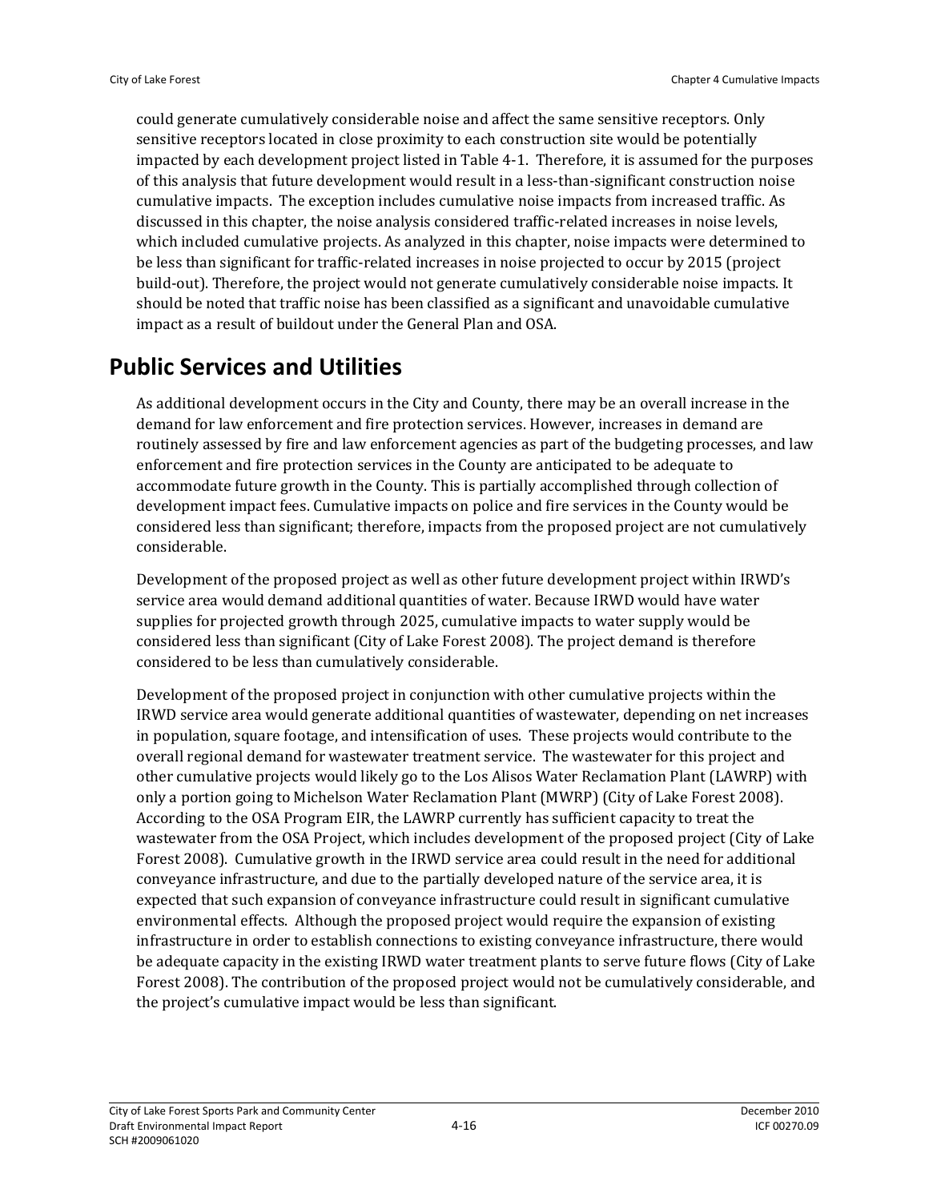could generate cumulatively considerable noise and affect the same sensitive receptors. Only sensitive receptors located in close proximity to each construction site would be potentially impacted by each development project listed in Table 4-1. Therefore, it is assumed for the purposes of this analysis that future development would result in a less-than-significant construction noise cumulative impacts. The exception includes cumulative noise impacts from increased traffic. As discussed in this chapter, the noise analysis considered traffic-related increases in noise levels, which included cumulative projects. As analyzed in this chapter, noise impacts were determined to be less than significant for traffic-related increases in noise projected to occur by 2015 (project build-out). Therefore, the project would not generate cumulatively considerable noise impacts. It should be noted that traffic noise has been classified as a significant and unavoidable cumulative impact as a result of buildout under the General Plan and OSA.

## Public Services and Utilities

As additional development occurs in the City and County, there may be an overall increase in the demand for law enforcement and fire protection services. However, increases in demand are routinely assessed by fire and law enforcement agencies as part of the budgeting processes, and law enforcement and fire protection services in the County are anticipated to be adequate to accommodate future growth in the County. This is partially accomplished through collection of development impact fees. Cumulative impacts on police and fire services in the County would be considered less than significant; therefore, impacts from the proposed project are not cumulatively considerable.

Development of the proposed project as well as other future development project within IRWD's service area would demand additional quantities of water. Because IRWD would have water supplies for projected growth through 2025, cumulative impacts to water supply would be considered less than significant (City of Lake Forest 2008). The project demand is therefore considered to be less than cumulatively considerable.

Development of the proposed project in conjunction with other cumulative projects within the IRWD service area would generate additional quantities of wastewater, depending on net increases in population, square footage, and intensification of uses. These projects would contribute to the overall regional demand for wastewater treatment service. The wastewater for this project and other cumulative projects would likely go to the Los Alisos Water Reclamation Plant (LAWRP) with only a portion going to Michelson Water Reclamation Plant (MWRP) (City of Lake Forest 2008). According to the OSA Program EIR, the LAWRP currently has sufficient capacity to treat the wastewater from the OSA Project, which includes development of the proposed project (City of Lake Forest 2008). Cumulative growth in the IRWD service area could result in the need for additional conveyance infrastructure, and due to the partially developed nature of the service area, it is expected that such expansion of conveyance infrastructure could result in significant cumulative environmental effects. Although the proposed project would require the expansion of existing infrastructure in order to establish connections to existing conveyance infrastructure, there would be adequate capacity in the existing IRWD water treatment plants to serve future flows (City of Lake Forest 2008). The contribution of the proposed project would not be cumulatively considerable, and the project's cumulative impact would be less than significant.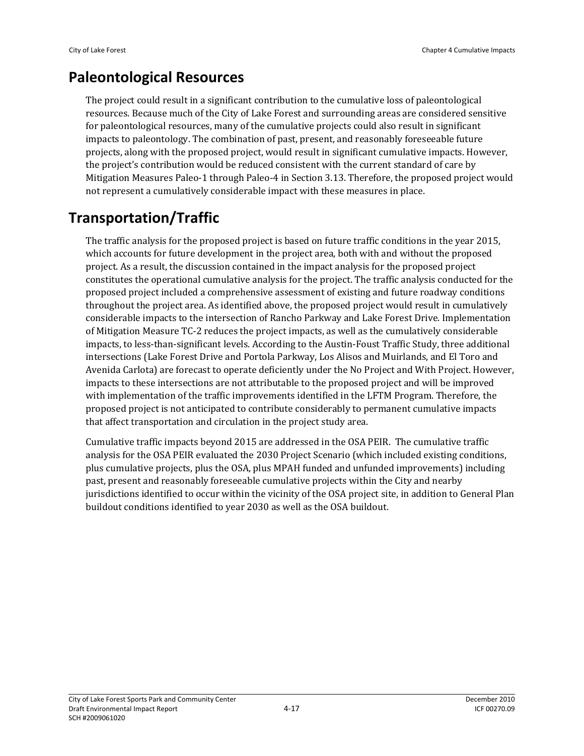## Paleontological Resources

The project could result in a significant contribution to the cumulative loss of paleontological resources. Because much of the City of Lake Forest and surrounding areas are considered sensitive for paleontological resources, many of the cumulative projects could also result in significant impacts to paleontology. The combination of past, present, and reasonably foreseeable future projects, along with the proposed project, would result in significant cumulative impacts. However, the project's contribution would be reduced consistent with the current standard of care by Mitigation Measures Paleo-1 through Paleo-4 in Section 3.13. Therefore, the proposed project would not represent a cumulatively considerable impact with these measures in place.

## Transportation/Traffic

The traffic analysis for the proposed project is based on future traffic conditions in the year 2015, which accounts for future development in the project area, both with and without the proposed project. As a result, the discussion contained in the impact analysis for the proposed project constitutes the operational cumulative analysis for the project. The traffic analysis conducted for the proposed project included a comprehensive assessment of existing and future roadway conditions throughout the project area. As identified above, the proposed project would result in cumulatively considerable impacts to the intersection of Rancho Parkway and Lake Forest Drive. Implementation of Mitigation Measure TC-2 reduces the project impacts, as well as the cumulatively considerable impacts, to less-than-significant levels. According to the Austin-Foust Traffic Study, three additional intersections (Lake Forest Drive and Portola Parkway, Los Alisos and Muirlands, and El Toro and Avenida Carlota) are forecast to operate deficiently under the No Project and With Project. However, impacts to these intersections are not attributable to the proposed project and will be improved with implementation of the traffic improvements identified in the LFTM Program. Therefore, the proposed project is not anticipated to contribute considerably to permanent cumulative impacts that affect transportation and circulation in the project study area.

Cumulative traffic impacts beyond 2015 are addressed in the OSA PEIR. The cumulative traffic analysis for the OSA PEIR evaluated the 2030 Project Scenario (which included existing conditions, plus cumulative projects, plus the OSA, plus MPAH funded and unfunded improvements) including past, present and reasonably foreseeable cumulative projects within the City and nearby jurisdictions identified to occur within the vicinity of the OSA project site, in addition to General Plan buildout conditions identified to year 2030 as well as the OSA buildout.